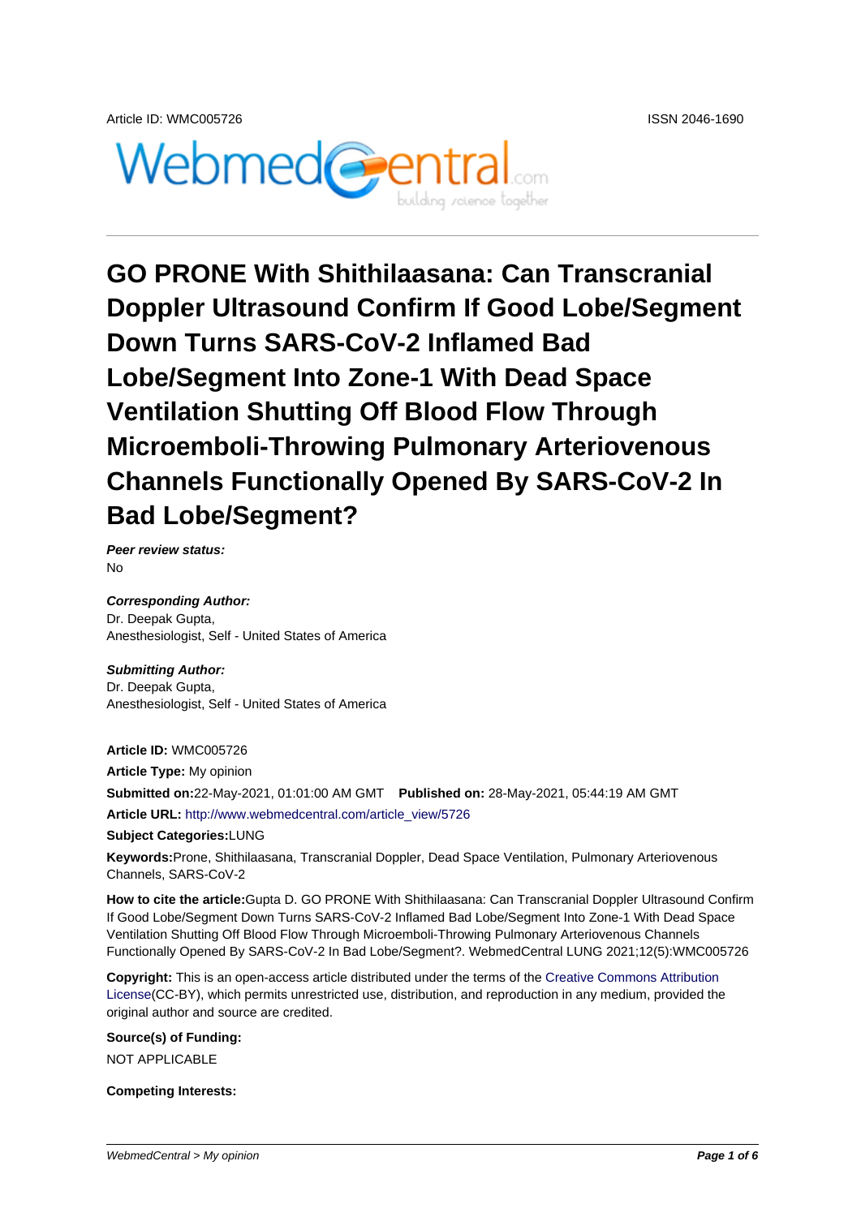Article ID: WMC005726

ISSN 2046-1690

# GO PRONE With Shithilaasana: Can Transcranial Doppler Ultrasound Confirm If Good Lobe/Segment Down Turns SARS-CoV-2 Inflamed Bad Lobe/Segment Into Zone-1 With Dead Space Ventilation Shutting Off Blood Flow Through Microemboli-Throwing Pulmonary Arteriovenous Channels Functionally Opened By SARS-CoV-2 In Bad Lobe/Segment?

***Peer review status:***
No

***Corresponding Author:***
Dr. Deepak Gupta,
Anesthesiologist, Self - United States of America

***Submitting Author:***
Dr. Deepak Gupta,
Anesthesiologist, Self - United States of America

**Article ID:** WMC005726

**Article Type:** My opinion

**Submitted on:** 22-May-2021, 01:01:00 AM GMT **Published on:** 28-May-2021, 05:44:19 AM GMT

**Article URL:** http://www.webmedcentral.com/article_view/5726

**Subject Categories:** LUNG

**Keywords:** Prone, Shithilaasana, Transcranial Doppler, Dead Space Ventilation, Pulmonary Arteriovenous Channels, SARS-CoV-2

**How to cite the article:** Gupta D. GO PRONE With Shithilaasana: Can Transcranial Doppler Ultrasound Confirm If Good Lobe/Segment Down Turns SARS-CoV-2 Inflamed Bad Lobe/Segment Into Zone-1 With Dead Space Ventilation Shutting Off Blood Flow Through Microemboli-Throwing Pulmonary Arteriovenous Channels Functionally Opened By SARS-CoV-2 In Bad Lobe/Segment?. WebmedCentral LUNG 2021;12(5):WMC005726

**Copyright:** This is an open-access article distributed under the terms of the Creative Commons Attribution License(CC-BY), which permits unrestricted use, distribution, and reproduction in any medium, provided the original author and source are credited.

**Source(s) of Funding:**
NOT APPLICABLE

**Competing Interests:**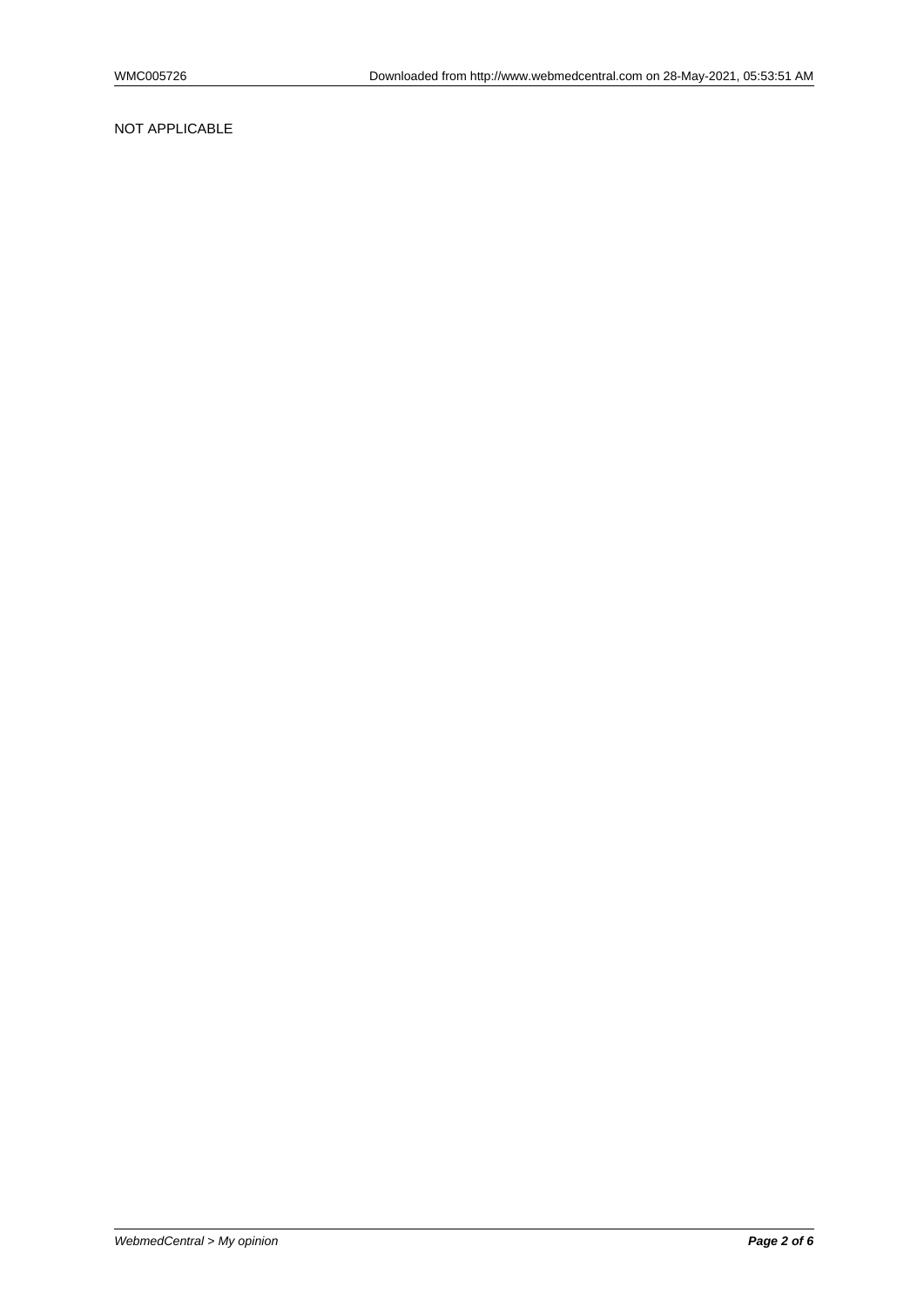NOT APPLICABLE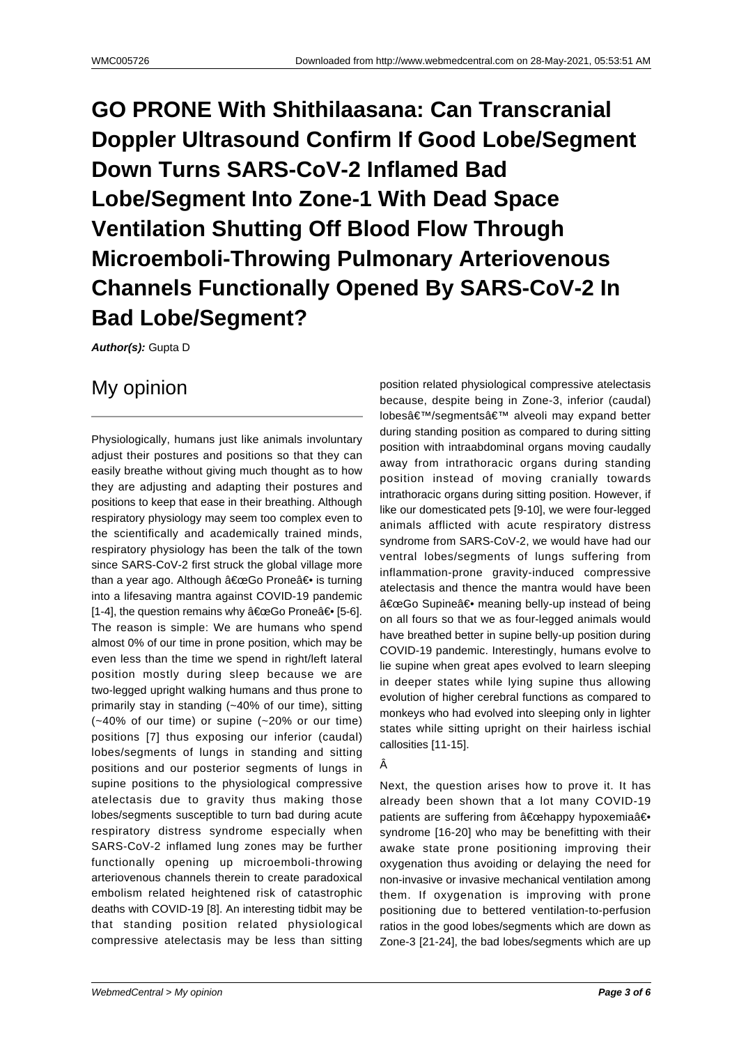# GO PRONE With Shithilaasana: Can Transcranial Doppler Ultrasound Confirm If Good Lobe/Segment Down Turns SARS-CoV-2 Inflamed Bad Lobe/Segment Into Zone-1 With Dead Space Ventilation Shutting Off Blood Flow Through Microemboli-Throwing Pulmonary Arteriovenous Channels Functionally Opened By SARS-CoV-2 In Bad Lobe/Segment?

***Author(s):*** Gupta D

## My opinion

Physiologically, humans just like animals involuntary adjust their postures and positions so that they can easily breathe without giving much thought as to how they are adjusting and adapting their postures and positions to keep that ease in their breathing. Although respiratory physiology may seem too complex even to the scientifically and academically trained minds, respiratory physiology has been the talk of the town since SARS-CoV-2 first struck the global village more than a year ago. Although â€œGo Proneâ€• is turning into a lifesaving mantra against COVID-19 pandemic [1-4], the question remains why â€œGo Proneâ€• [5-6]. The reason is simple: We are humans who spend almost 0% of our time in prone position, which may be even less than the time we spend in right/left lateral position mostly during sleep because we are two-legged upright walking humans and thus prone to primarily stay in standing (~40% of our time), sitting (~40% of our time) or supine (~20% or our time) positions [7] thus exposing our inferior (caudal) lobes/segments of lungs in standing and sitting positions and our posterior segments of lungs in supine positions to the physiological compressive atelectasis due to gravity thus making those lobes/segments susceptible to turn bad during acute respiratory distress syndrome especially when SARS-CoV-2 inflamed lung zones may be further functionally opening up microemboli-throwing arteriovenous channels therein to create paradoxical embolism related heightened risk of catastrophic deaths with COVID-19 [8]. An interesting tidbit may be that standing position related physiological compressive atelectasis may be less than sitting position related physiological compressive atelectasis because, despite being in Zone-3, inferior (caudal) lobesâ€™/segmentsâ€™ alveoli may expand better during standing position as compared to during sitting position with intraabdominal organs moving caudally away from intrathoracic organs during standing position instead of moving cranially towards intrathoracic organs during sitting position. However, if like our domesticated pets [9-10], we were four-legged animals afflicted with acute respiratory distress syndrome from SARS-CoV-2, we would have had our ventral lobes/segments of lungs suffering from inflammation-prone gravity-induced compressive atelectasis and thence the mantra would have been â€œGo Supineâ€• meaning belly-up instead of being on all fours so that we as four-legged animals would have breathed better in supine belly-up position during COVID-19 pandemic. Interestingly, humans evolve to lie supine when great apes evolved to learn sleeping in deeper states while lying supine thus allowing evolution of higher cerebral functions as compared to monkeys who had evolved into sleeping only in lighter states while sitting upright on their hairless ischial callosities [11-15].

Â

Next, the question arises how to prove it. It has already been shown that a lot many COVID-19 patients are suffering from â€œhappy hypoxemiaâ€• syndrome [16-20] who may be benefitting with their awake state prone positioning improving their oxygenation thus avoiding or delaying the need for non-invasive or invasive mechanical ventilation among them. If oxygenation is improving with prone positioning due to bettered ventilation-to-perfusion ratios in the good lobes/segments which are down as Zone-3 [21-24], the bad lobes/segments which are up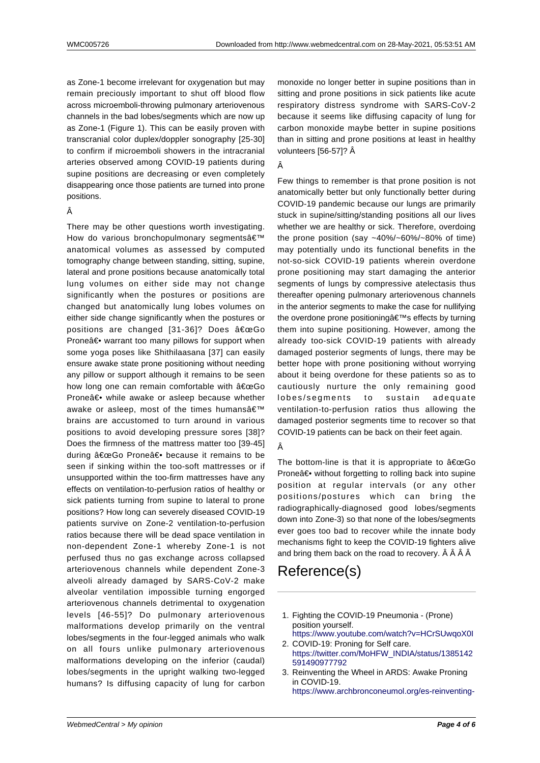as Zone-1 become irrelevant for oxygenation but may remain preciously important to shut off blood flow across microemboli-throwing pulmonary arteriovenous channels in the bad lobes/segments which are now up as Zone-1 (Figure 1). This can be easily proven with transcranial color duplex/doppler sonography [25-30] to confirm if microemboli showers in the intracranial arteries observed among COVID-19 patients during supine positions are decreasing or even completely disappearing once those patients are turned into prone positions.

Â

There may be other questions worth investigating. How do various bronchopulmonary segmentsâ€™ anatomical volumes as assessed by computed tomography change between standing, sitting, supine, lateral and prone positions because anatomically total lung volumes on either side may not change significantly when the postures or positions are changed but anatomically lung lobes volumes on either side change significantly when the postures or positions are changed [31-36]? Does â€œGo Proneâ€• warrant too many pillows for support when some yoga poses like Shithilaasana [37] can easily ensure awake state prone positioning without needing any pillow or support although it remains to be seen how long one can remain comfortable with â€œGo Proneâ€• while awake or asleep because whether awake or asleep, most of the times humansâ€™ brains are accustomed to turn around in various positions to avoid developing pressure sores [38]? Does the firmness of the mattress matter too [39-45] during â€œGo Proneâ€• because it remains to be seen if sinking within the too-soft mattresses or if unsupported within the too-firm mattresses have any effects on ventilation-to-perfusion ratios of healthy or sick patients turning from supine to lateral to prone positions? How long can severely diseased COVID-19 patients survive on Zone-2 ventilation-to-perfusion ratios because there will be dead space ventilation in non-dependent Zone-1 whereby Zone-1 is not perfused thus no gas exchange across collapsed arteriovenous channels while dependent Zone-3 alveoli already damaged by SARS-CoV-2 make alveolar ventilation impossible turning engorged arteriovenous channels detrimental to oxygenation levels [46-55]? Do pulmonary arteriovenous malformations develop primarily on the ventral lobes/segments in the four-legged animals who walk on all fours unlike pulmonary arteriovenous malformations developing on the inferior (caudal) lobes/segments in the upright walking two-legged humans? Is diffusing capacity of lung for carbon monoxide no longer better in supine positions than in sitting and prone positions in sick patients like acute respiratory distress syndrome with SARS-CoV-2 because it seems like diffusing capacity of lung for carbon monoxide maybe better in supine positions than in sitting and prone positions at least in healthy volunteers [56-57]? Â

Â

Few things to remember is that prone position is not anatomically better but only functionally better during COVID-19 pandemic because our lungs are primarily stuck in supine/sitting/standing positions all our lives whether we are healthy or sick. Therefore, overdoing the prone position (say ~40%/~60%/~80% of time) may potentially undo its functional benefits in the not-so-sick COVID-19 patients wherein overdone prone positioning may start damaging the anterior segments of lungs by compressive atelectasis thus thereafter opening pulmonary arteriovenous channels in the anterior segments to make the case for nullifying the overdone prone positioningâ€™s effects by turning them into supine positioning. However, among the already too-sick COVID-19 patients with already damaged posterior segments of lungs, there may be better hope with prone positioning without worrying about it being overdone for these patients so as to cautiously nurture the only remaining good lobes/segments to sustain adequate ventilation-to-perfusion ratios thus allowing the damaged posterior segments time to recover so that COVID-19 patients can be back on their feet again.

Â

The bottom-line is that it is appropriate to â€œGo Proneâ€• without forgetting to rolling back into supine position at regular intervals (or any other positions/postures which can bring the radiographically-diagnosed good lobes/segments down into Zone-3) so that none of the lobes/segments ever goes too bad to recover while the innate body mechanisms fight to keep the COVID-19 fighters alive and bring them back on the road to recovery. Â Â Â Â

# Reference(s)

1. Fighting the COVID-19 Pneumonia - (Prone) position yourself.
   https://www.youtube.com/watch?v=HCrSUwqoX0I
2. COVID-19: Proning for Self care.
   https://twitter.com/MoHFW_INDIA/status/1385142591490977792
3. Reinventing the Wheel in ARDS: Awake Proning in COVID-19.
   https://www.archbronconeumol.org/es-reinventing-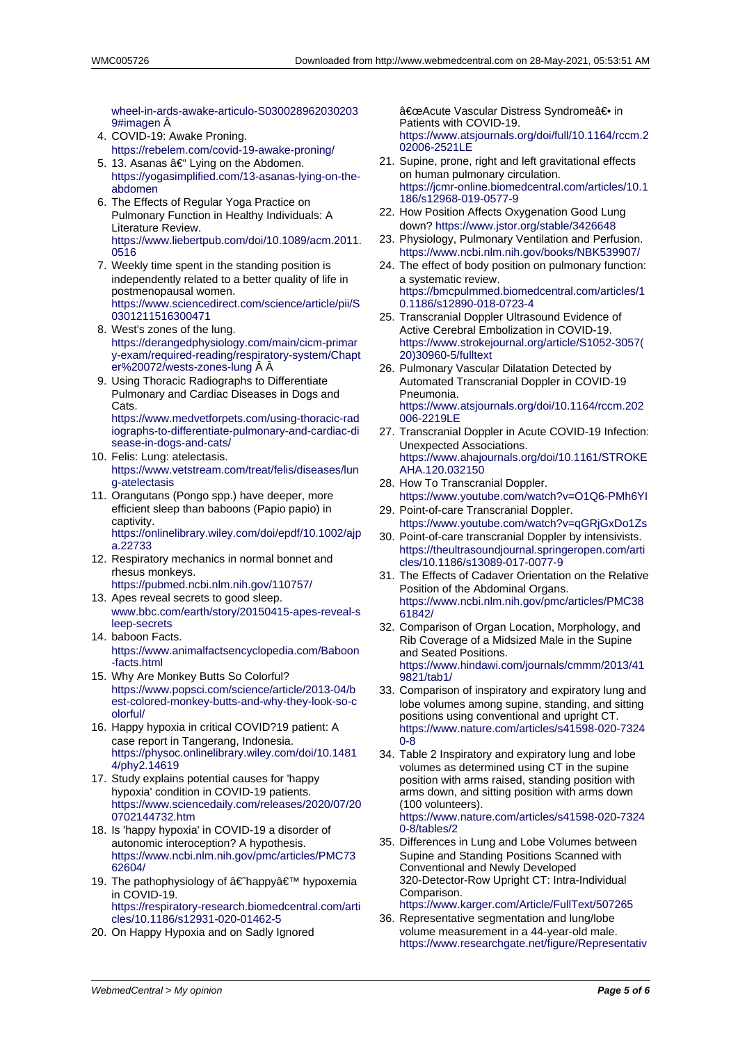wheel-in-ards-awake-articulo-S0300289620302039#imagen Â

4. COVID-19: Awake Proning. https://rebelem.com/covid-19-awake-proning/
5. 13. Asanas â€“ Lying on the Abdomen. https://yogasimplified.com/13-asanas-lying-on-the-abdomen
6. The Effects of Regular Yoga Practice on Pulmonary Function in Healthy Individuals: A Literature Review. https://www.liebertpub.com/doi/10.1089/acm.2011.0516
7. Weekly time spent in the standing position is independently related to a better quality of life in postmenopausal women. https://www.sciencedirect.com/science/article/pii/S0301211516300471
8. West's zones of the lung. https://derangedphysiology.com/main/cicm-primary-exam/required-reading/respiratory-system/Chapter%20072/wests-zones-lung Â Â
9. Using Thoracic Radiographs to Differentiate Pulmonary and Cardiac Diseases in Dogs and Cats. https://www.medvetforpets.com/using-thoracic-radiographs-to-differentiate-pulmonary-and-cardiac-disease-in-dogs-and-cats/
10. Felis: Lung: atelectasis. https://www.vetstream.com/treat/felis/diseases/lung-atelectasis
11. Orangutans (Pongo spp.) have deeper, more efficient sleep than baboons (Papio papio) in captivity. https://onlinelibrary.wiley.com/doi/epdf/10.1002/ajpa.22733
12. Respiratory mechanics in normal bonnet and rhesus monkeys. https://pubmed.ncbi.nlm.nih.gov/110757/
13. Apes reveal secrets to good sleep. www.bbc.com/earth/story/20150415-apes-reveal-sleep-secrets
14. baboon Facts. https://www.animalfactsencyclopedia.com/Baboon-facts.html
15. Why Are Monkey Butts So Colorful? https://www.popsci.com/science/article/2013-04/best-colored-monkey-butts-and-why-they-look-so-colorful/
16. Happy hypoxia in critical COVID?19 patient: A case report in Tangerang, Indonesia. https://physoc.onlinelibrary.wiley.com/doi/10.14814/phy2.14619
17. Study explains potential causes for 'happy hypoxia' condition in COVID-19 patients. https://www.sciencedaily.com/releases/2020/07/200702144732.htm
18. Is 'happy hypoxia' in COVID-19 a disorder of autonomic interoception? A hypothesis. https://www.ncbi.nlm.nih.gov/pmc/articles/PMC7362604/
19. The pathophysiology of â€˜happyâ€™ hypoxemia in COVID-19. https://respiratory-research.biomedcentral.com/articles/10.1186/s12931-020-01462-5
20. On Happy Hypoxia and on Sadly Ignored â€œAcute Vascular Distress Syndromeâ€• in Patients with COVID-19. https://www.atsjournals.org/doi/full/10.1164/rccm.202006-2521LE
21. Supine, prone, right and left gravitational effects on human pulmonary circulation. https://jcmr-online.biomedcentral.com/articles/10.1186/s12968-019-0577-9
22. How Position Affects Oxygenation Good Lung down? https://www.jstor.org/stable/3426648
23. Physiology, Pulmonary Ventilation and Perfusion. https://www.ncbi.nlm.nih.gov/books/NBK539907/
24. The effect of body position on pulmonary function: a systematic review. https://bmcpulmmed.biomedcentral.com/articles/10.1186/s12890-018-0723-4
25. Transcranial Doppler Ultrasound Evidence of Active Cerebral Embolization in COVID-19. https://www.strokejournal.org/article/S1052-3057(20)30960-5/fulltext
26. Pulmonary Vascular Dilatation Detected by Automated Transcranial Doppler in COVID-19 Pneumonia. https://www.atsjournals.org/doi/10.1164/rccm.202006-2219LE
27. Transcranial Doppler in Acute COVID-19 Infection: Unexpected Associations. https://www.ahajournals.org/doi/10.1161/STROKEAHA.120.032150
28. How To Transcranial Doppler. https://www.youtube.com/watch?v=O1Q6-PMh6YI
29. Point-of-care Transcranial Doppler. https://www.youtube.com/watch?v=qGRjGxDo1Zs
30. Point-of-care transcranial Doppler by intensivists. https://theultrasoundjournal.springeropen.com/articles/10.1186/s13089-017-0077-9
31. The Effects of Cadaver Orientation on the Relative Position of the Abdominal Organs. https://www.ncbi.nlm.nih.gov/pmc/articles/PMC3861842/
32. Comparison of Organ Location, Morphology, and Rib Coverage of a Midsized Male in the Supine and Seated Positions. https://www.hindawi.com/journals/cmmm/2013/419821/tab1/
33. Comparison of inspiratory and expiratory lung and lobe volumes among supine, standing, and sitting positions using conventional and upright CT. https://www.nature.com/articles/s41598-020-73240-8
34. Table 2 Inspiratory and expiratory lung and lobe volumes as determined using CT in the supine position with arms raised, standing position with arms down, and sitting position with arms down (100 volunteers). https://www.nature.com/articles/s41598-020-73240-8/tables/2
35. Differences in Lung and Lobe Volumes between Supine and Standing Positions Scanned with Conventional and Newly Developed 320-Detector-Row Upright CT: Intra-Individual Comparison. https://www.karger.com/Article/FullText/507265
36. Representative segmentation and lung/lobe volume measurement in a 44-year-old male. https://www.researchgate.net/figure/Representativ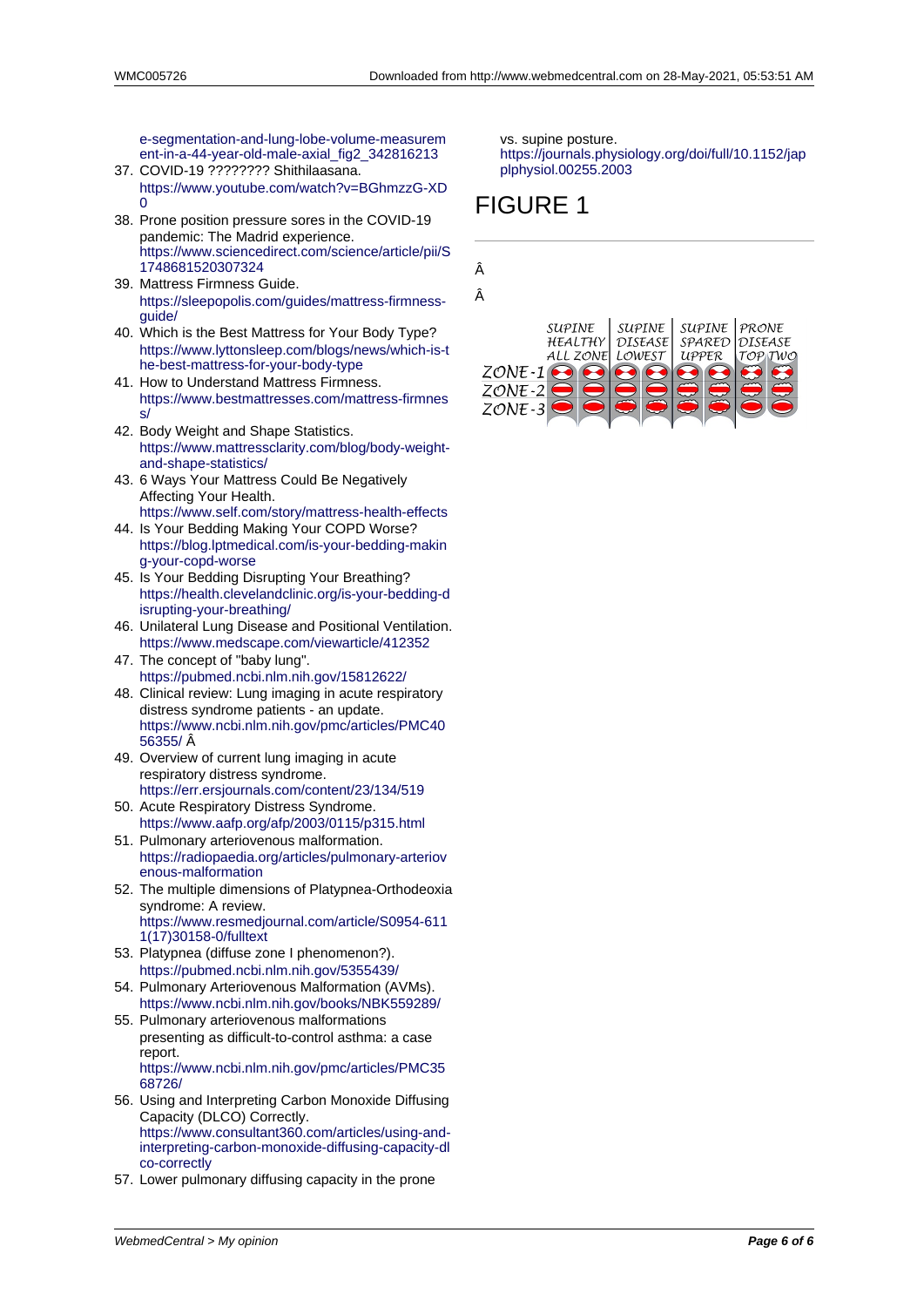e-segmentation-and-lung-lobe-volume-measurement-in-a-44-year-old-male-axial_fig2_342816213

37. COVID-19 ???????? Shithilaasana. https://www.youtube.com/watch?v=BGhmzzG-XD0
38. Prone position pressure sores in the COVID-19 pandemic: The Madrid experience. https://www.sciencedirect.com/science/article/pii/S1748681520307324
39. Mattress Firmness Guide. https://sleepopolis.com/guides/mattress-firmness-guide/
40. Which is the Best Mattress for Your Body Type? https://www.lyttonsleep.com/blogs/news/which-is-the-best-mattress-for-your-body-type
41. How to Understand Mattress Firmness. https://www.bestmattresses.com/mattress-firmness/
42. Body Weight and Shape Statistics. https://www.mattressclarity.com/blog/body-weight-and-shape-statistics/
43. 6 Ways Your Mattress Could Be Negatively Affecting Your Health. https://www.self.com/story/mattress-health-effects
44. Is Your Bedding Making Your COPD Worse? https://blog.lptmedical.com/is-your-bedding-making-your-copd-worse
45. Is Your Bedding Disrupting Your Breathing? https://health.clevelandclinic.org/is-your-bedding-disrupting-your-breathing/
46. Unilateral Lung Disease and Positional Ventilation. https://www.medscape.com/viewarticle/412352
47. The concept of "baby lung". https://pubmed.ncbi.nlm.nih.gov/15812622/
48. Clinical review: Lung imaging in acute respiratory distress syndrome patients - an update. https://www.ncbi.nlm.nih.gov/pmc/articles/PMC4056355/ Â
49. Overview of current lung imaging in acute respiratory distress syndrome. https://err.ersjournals.com/content/23/134/519
50. Acute Respiratory Distress Syndrome. https://www.aafp.org/afp/2003/0115/p315.html
51. Pulmonary arteriovenous malformation. https://radiopaedia.org/articles/pulmonary-arteriovenous-malformation
52. The multiple dimensions of Platypnea-Orthodeoxia syndrome: A review. https://www.resmedjournal.com/article/S0954-6111(17)30158-0/fulltext
53. Platypnea (diffuse zone I phenomenon?). https://pubmed.ncbi.nlm.nih.gov/5355439/
54. Pulmonary Arteriovenous Malformation (AVMs). https://www.ncbi.nlm.nih.gov/books/NBK559289/
55. Pulmonary arteriovenous malformations presenting as difficult-to-control asthma: a case report. https://www.ncbi.nlm.nih.gov/pmc/articles/PMC3568726/
56. Using and Interpreting Carbon Monoxide Diffusing Capacity (DLCO) Correctly. https://www.consultant360.com/articles/using-and-interpreting-carbon-monoxide-diffusing-capacity-dlco-correctly
57. Lower pulmonary diffusing capacity in the prone vs. supine posture. https://journals.physiology.org/doi/full/10.1152/japplphysiol.00255.2003

# FIGURE 1

Â

Â

SUPINE HEALTHY ALL ZONE
SUPINE DISEASE LOWEST
SUPINE SPARED UPPER
PRONE DISEASE TOP TWO
ZONE-1
ZONE-2
ZONE-3